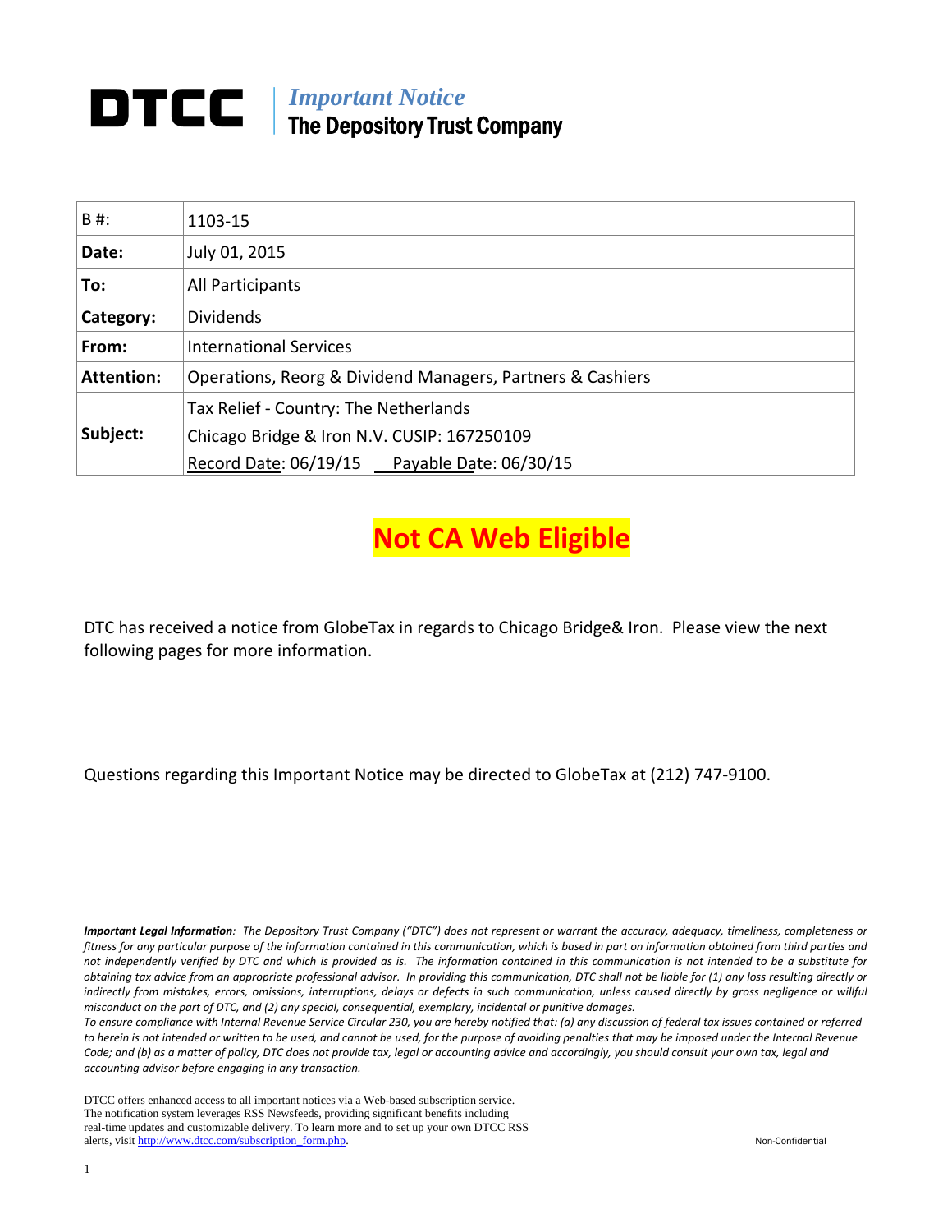# DTCC | *Important Notice*
## The Depository Trust Company

| B #: | 1103-15 |
|---|---|
| **Date:** | July 01, 2015 |
| **To:** | All Participants |
| **Category:** | Dividends |
| **From:** | International Services |
| **Attention:** | Operations, Reorg & Dividend Managers, Partners & Cashiers |
| **Subject:** | Tax Relief - Country: The Netherlands<br>Chicago Bridge & Iron N.V. CUSIP: 167250109<br>Record Date: 06/19/15 Payable Date: 06/30/15 |

**Not CA Web Eligible**

DTC has received a notice from GlobeTax in regards to Chicago Bridge& Iron. Please view the next following pages for more information.

Questions regarding this Important Notice may be directed to GlobeTax at (212) 747-9100.

***Important Legal Information****: The Depository Trust Company ("DTC") does not represent or warrant the accuracy, adequacy, timeliness, completeness or fitness for any particular purpose of the information contained in this communication, which is based in part on information obtained from third parties and not independently verified by DTC and which is provided as is. The information contained in this communication is not intended to be a substitute for obtaining tax advice from an appropriate professional advisor. In providing this communication, DTC shall not be liable for (1) any loss resulting directly or indirectly from mistakes, errors, omissions, interruptions, delays or defects in such communication, unless caused directly by gross negligence or willful misconduct on the part of DTC, and (2) any special, consequential, exemplary, incidental or punitive damages.*

*To ensure compliance with Internal Revenue Service Circular 230, you are hereby notified that: (a) any discussion of federal tax issues contained or referred to herein is not intended or written to be used, and cannot be used, for the purpose of avoiding penalties that may be imposed under the Internal Revenue Code; and (b) as a matter of policy, DTC does not provide tax, legal or accounting advice and accordingly, you should consult your own tax, legal and accounting advisor before engaging in any transaction.*

DTCC offers enhanced access to all important notices via a Web-based subscription service. The notification system leverages RSS Newsfeeds, providing significant benefits including real-time updates and customizable delivery. To learn more and to set up your own DTCC RSS alerts, visit http://www.dtcc.com/subscription_form.php.

Non-Confidential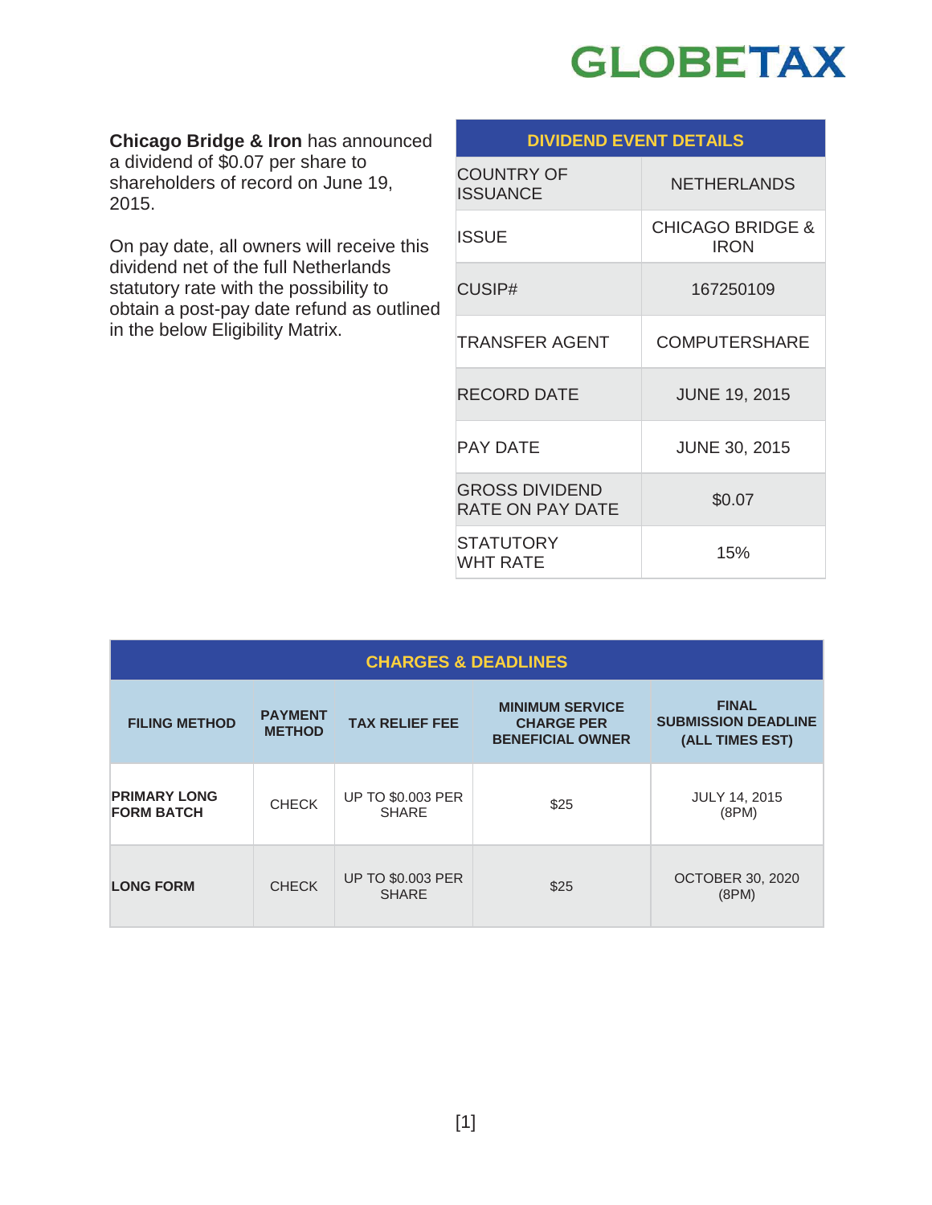**Chicago Bridge & Iron** has announced a dividend of $0.07 per share to shareholders of record on June 19, 2015.

On pay date, all owners will receive this dividend net of the full Netherlands statutory rate with the possibility to obtain a post-pay date refund as outlined in the below Eligibility Matrix.

| DIVIDEND EVENT DETAILS | |
|---|---|
| COUNTRY OF ISSUANCE | NETHERLANDS |
| ISSUE | CHICAGO BRIDGE & IRON |
| CUSIP# | 167250109 |
| TRANSFER AGENT | COMPUTERSHARE |
| RECORD DATE | JUNE 19, 2015 |
| PAY DATE | JUNE 30, 2015 |
| GROSS DIVIDEND RATE ON PAY DATE | $0.07 |
| STATUTORY WHT RATE | 15% |

| CHARGES & DEADLINES | | | | |
|---|---|---|---|---|
| **FILING METHOD** | **PAYMENT METHOD** | **TAX RELIEF FEE** | **MINIMUM SERVICE CHARGE PER BENEFICIAL OWNER** | **FINAL SUBMISSION DEADLINE (ALL TIMES EST)** |
| **PRIMARY LONG FORM BATCH** | CHECK | UP TO $0.003 PER SHARE | $25 | JULY 14, 2015 (8PM) |
| **LONG FORM** | CHECK | UP TO $0.003 PER SHARE | $25 | OCTOBER 30, 2020 (8PM) |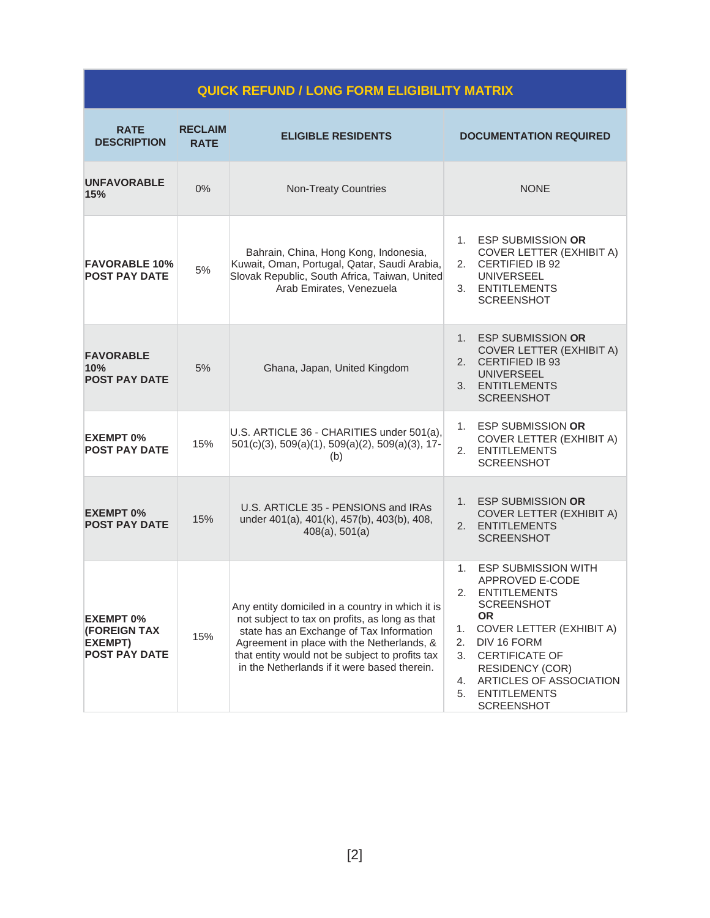| QUICK REFUND / LONG FORM ELIGIBILITY MATRIX | | | |
|---|---|---|---|
| **RATE DESCRIPTION** | **RECLAIM RATE** | **ELIGIBLE RESIDENTS** | **DOCUMENTATION REQUIRED** |
| **UNFAVORABLE 15%** | 0% | Non-Treaty Countries | NONE |
| **FAVORABLE 10% POST PAY DATE** | 5% | Bahrain, China, Hong Kong, Indonesia, Kuwait, Oman, Portugal, Qatar, Saudi Arabia, Slovak Republic, South Africa, Taiwan, United Arab Emirates, Venezuela | 1. ESP SUBMISSION **OR** COVER LETTER (EXHIBIT A)<br>2. CERTIFIED IB 92 UNIVERSEEL<br>3. ENTITLEMENTS SCREENSHOT |
| **FAVORABLE 10% POST PAY DATE** | 5% | Ghana, Japan, United Kingdom | 1. ESP SUBMISSION **OR** COVER LETTER (EXHIBIT A)<br>2. CERTIFIED IB 93 UNIVERSEEL<br>3. ENTITLEMENTS SCREENSHOT |
| **EXEMPT 0% POST PAY DATE** | 15% | U.S. ARTICLE 36 - CHARITIES under 501(a), 501(c)(3), 509(a)(1), 509(a)(2), 509(a)(3), 17-(b) | 1. ESP SUBMISSION **OR** COVER LETTER (EXHIBIT A)<br>2. ENTITLEMENTS SCREENSHOT |
| **EXEMPT 0% POST PAY DATE** | 15% | U.S. ARTICLE 35 - PENSIONS and IRAs under 401(a), 401(k), 457(b), 403(b), 408, 408(a), 501(a) | 1. ESP SUBMISSION **OR** COVER LETTER (EXHIBIT A)<br>2. ENTITLEMENTS SCREENSHOT |
| **EXEMPT 0% (FOREIGN TAX EXEMPT) POST PAY DATE** | 15% | Any entity domiciled in a country in which it is not subject to tax on profits, as long as that state has an Exchange of Tax Information Agreement in place with the Netherlands, & that entity would not be subject to profits tax in the Netherlands if it were based therein. | 1. ESP SUBMISSION WITH APPROVED E-CODE<br>2. ENTITLEMENTS SCREENSHOT<br>**OR**<br>1. COVER LETTER (EXHIBIT A)<br>2. DIV 16 FORM<br>3. CERTIFICATE OF RESIDENCY (COR)<br>4. ARTICLES OF ASSOCIATION<br>5. ENTITLEMENTS SCREENSHOT |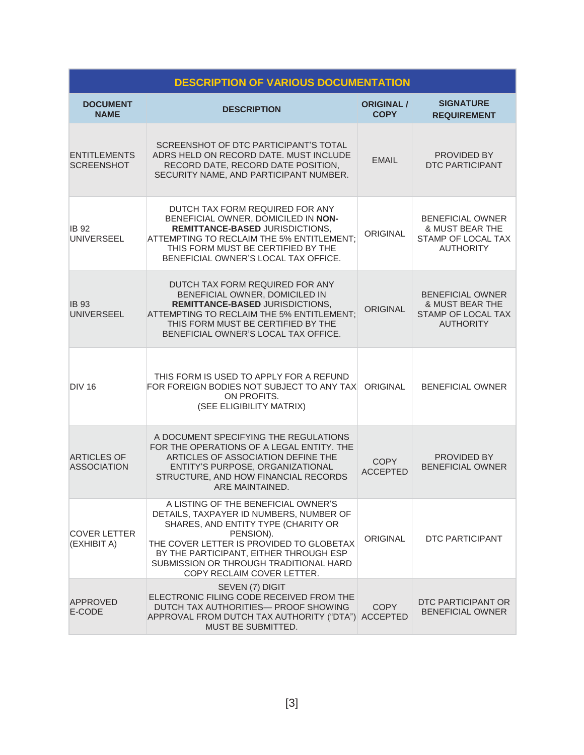| DESCRIPTION OF VARIOUS DOCUMENTATION | | | |
|---|---|---|---|
| **DOCUMENT NAME** | **DESCRIPTION** | **ORIGINAL / COPY** | **SIGNATURE REQUIREMENT** |
| ENTITLEMENTS SCREENSHOT | SCREENSHOT OF DTC PARTICIPANT'S TOTAL ADRS HELD ON RECORD DATE. MUST INCLUDE RECORD DATE, RECORD DATE POSITION, SECURITY NAME, AND PARTICIPANT NUMBER. | EMAIL | PROVIDED BY DTC PARTICIPANT |
| IB 92 UNIVERSEEL | DUTCH TAX FORM REQUIRED FOR ANY BENEFICIAL OWNER, DOMICILED IN **NON-REMITTANCE-BASED** JURISDICTIONS, ATTEMPTING TO RECLAIM THE 5% ENTITLEMENT; THIS FORM MUST BE CERTIFIED BY THE BENEFICIAL OWNER'S LOCAL TAX OFFICE. | ORIGINAL | BENEFICIAL OWNER & MUST BEAR THE STAMP OF LOCAL TAX AUTHORITY |
| IB 93 UNIVERSEEL | DUTCH TAX FORM REQUIRED FOR ANY BENEFICIAL OWNER, DOMICILED IN **REMITTANCE-BASED** JURISDICTIONS, ATTEMPTING TO RECLAIM THE 5% ENTITLEMENT; THIS FORM MUST BE CERTIFIED BY THE BENEFICIAL OWNER'S LOCAL TAX OFFICE. | ORIGINAL | BENEFICIAL OWNER & MUST BEAR THE STAMP OF LOCAL TAX AUTHORITY |
| DIV 16 | THIS FORM IS USED TO APPLY FOR A REFUND FOR FOREIGN BODIES NOT SUBJECT TO ANY TAX ON PROFITS. (SEE ELIGIBILITY MATRIX) | ORIGINAL | BENEFICIAL OWNER |
| ARTICLES OF ASSOCIATION | A DOCUMENT SPECIFYING THE REGULATIONS FOR THE OPERATIONS OF A LEGAL ENTITY. THE ARTICLES OF ASSOCIATION DEFINE THE ENTITY'S PURPOSE, ORGANIZATIONAL STRUCTURE, AND HOW FINANCIAL RECORDS ARE MAINTAINED. | COPY ACCEPTED | PROVIDED BY BENEFICIAL OWNER |
| COVER LETTER (EXHIBIT A) | A LISTING OF THE BENEFICIAL OWNER'S DETAILS, TAXPAYER ID NUMBERS, NUMBER OF SHARES, AND ENTITY TYPE (CHARITY OR PENSION). THE COVER LETTER IS PROVIDED TO GLOBETAX BY THE PARTICIPANT, EITHER THROUGH ESP SUBMISSION OR THROUGH TRADITIONAL HARD COPY RECLAIM COVER LETTER. | ORIGINAL | DTC PARTICIPANT |
| APPROVED E-CODE | SEVEN (7) DIGIT ELECTRONIC FILING CODE RECEIVED FROM THE DUTCH TAX AUTHORITIES— PROOF SHOWING APPROVAL FROM DUTCH TAX AUTHORITY ("DTA") MUST BE SUBMITTED. | COPY ACCEPTED | DTC PARTICIPANT OR BENEFICIAL OWNER |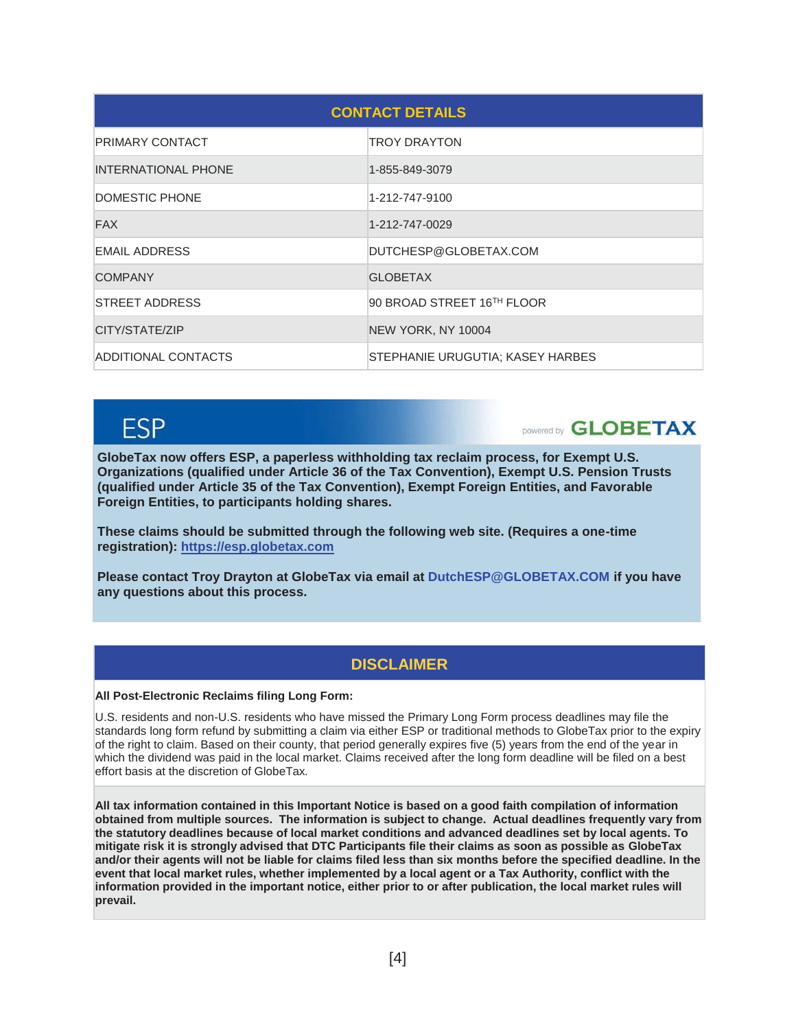| CONTACT DETAILS | |
|---|---|
| PRIMARY CONTACT | TROY DRAYTON |
| INTERNATIONAL PHONE | 1-855-849-3079 |
| DOMESTIC PHONE | 1-212-747-9100 |
| FAX | 1-212-747-0029 |
| EMAIL ADDRESS | DUTCHESP@GLOBETAX.COM |
| COMPANY | GLOBETAX |
| STREET ADDRESS | 90 BROAD STREET 16TH FLOOR |
| CITY/STATE/ZIP | NEW YORK, NY 10004 |
| ADDITIONAL CONTACTS | STEPHANIE URUGUTIA; KASEY HARBES |

## ESP

powered by GLOBETAX

**GlobeTax now offers ESP, a paperless withholding tax reclaim process, for Exempt U.S. Organizations (qualified under Article 36 of the Tax Convention), Exempt U.S. Pension Trusts (qualified under Article 35 of the Tax Convention), Exempt Foreign Entities, and Favorable Foreign Entities, to participants holding shares.**

**These claims should be submitted through the following web site. (Requires a one-time registration): https://esp.globetax.com**

**Please contact Troy Drayton at GlobeTax via email at DutchESP@GLOBETAX.COM if you have any questions about this process.**

## DISCLAIMER

**All Post-Electronic Reclaims filing Long Form:**

U.S. residents and non-U.S. residents who have missed the Primary Long Form process deadlines may file the standards long form refund by submitting a claim via either ESP or traditional methods to GlobeTax prior to the expiry of the right to claim. Based on their county, that period generally expires five (5) years from the end of the year in which the dividend was paid in the local market. Claims received after the long form deadline will be filed on a best effort basis at the discretion of GlobeTax.

**All tax information contained in this Important Notice is based on a good faith compilation of information obtained from multiple sources. The information is subject to change. Actual deadlines frequently vary from the statutory deadlines because of local market conditions and advanced deadlines set by local agents. To mitigate risk it is strongly advised that DTC Participants file their claims as soon as possible as GlobeTax and/or their agents will not be liable for claims filed less than six months before the specified deadline. In the event that local market rules, whether implemented by a local agent or a Tax Authority, conflict with the information provided in the important notice, either prior to or after publication, the local market rules will prevail.**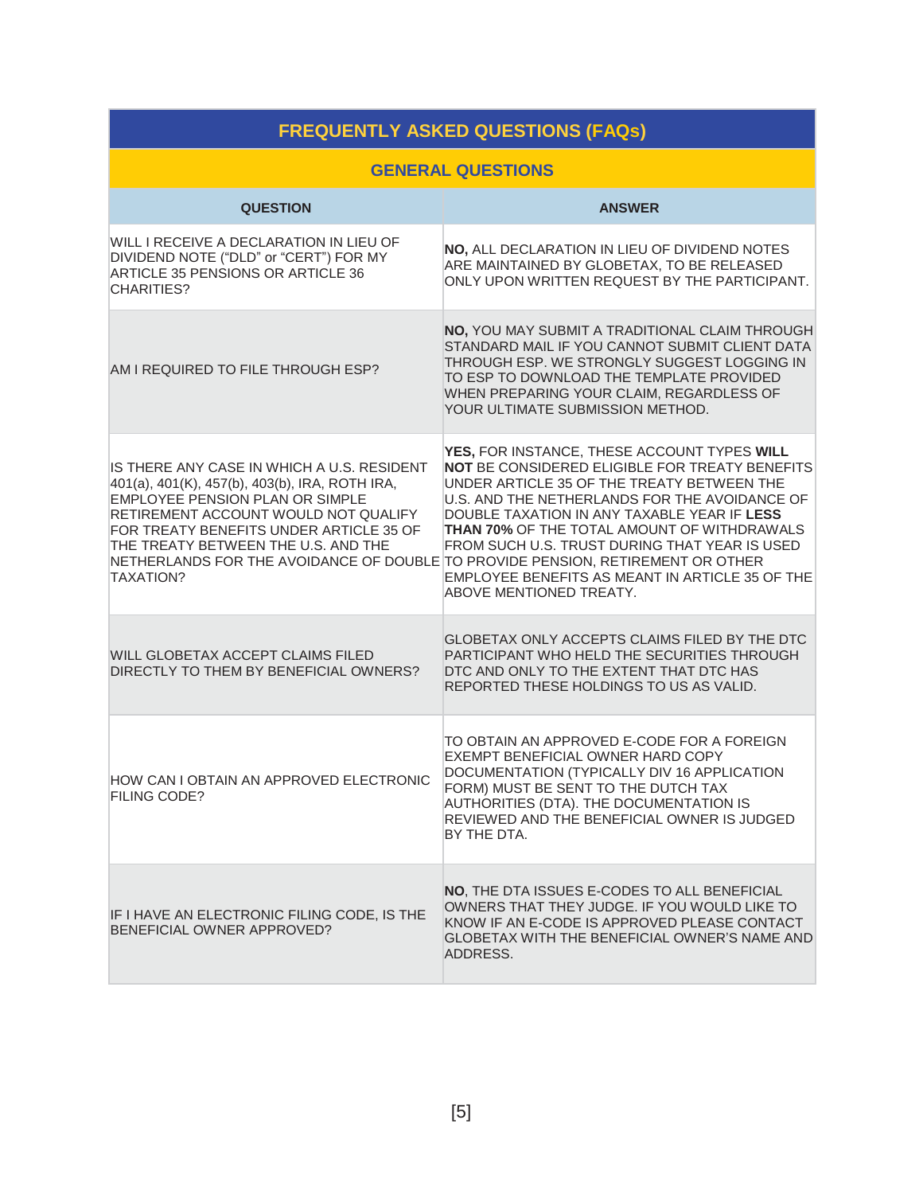## FREQUENTLY ASKED QUESTIONS (FAQs)

### GENERAL QUESTIONS

| QUESTION | ANSWER |
|---|---|
| WILL I RECEIVE A DECLARATION IN LIEU OF DIVIDEND NOTE ("DLD" or "CERT") FOR MY ARTICLE 35 PENSIONS OR ARTICLE 36 CHARITIES? | **NO,** ALL DECLARATION IN LIEU OF DIVIDEND NOTES ARE MAINTAINED BY GLOBETAX, TO BE RELEASED ONLY UPON WRITTEN REQUEST BY THE PARTICIPANT. |
| AM I REQUIRED TO FILE THROUGH ESP? | **NO,** YOU MAY SUBMIT A TRADITIONAL CLAIM THROUGH STANDARD MAIL IF YOU CANNOT SUBMIT CLIENT DATA THROUGH ESP. WE STRONGLY SUGGEST LOGGING IN TO ESP TO DOWNLOAD THE TEMPLATE PROVIDED WHEN PREPARING YOUR CLAIM, REGARDLESS OF YOUR ULTIMATE SUBMISSION METHOD. |
| IS THERE ANY CASE IN WHICH A U.S. RESIDENT 401(a), 401(K), 457(b), 403(b), IRA, ROTH IRA, EMPLOYEE PENSION PLAN OR SIMPLE RETIREMENT ACCOUNT WOULD NOT QUALIFY FOR TREATY BENEFITS UNDER ARTICLE 35 OF THE TREATY BETWEEN THE U.S. AND THE NETHERLANDS FOR THE AVOIDANCE OF DOUBLE TAXATION? | **YES,** FOR INSTANCE, THESE ACCOUNT TYPES **WILL NOT** BE CONSIDERED ELIGIBLE FOR TREATY BENEFITS UNDER ARTICLE 35 OF THE TREATY BETWEEN THE U.S. AND THE NETHERLANDS FOR THE AVOIDANCE OF DOUBLE TAXATION IN ANY TAXABLE YEAR IF **LESS THAN 70%** OF THE TOTAL AMOUNT OF WITHDRAWALS FROM SUCH U.S. TRUST DURING THAT YEAR IS USED TO PROVIDE PENSION, RETIREMENT OR OTHER EMPLOYEE BENEFITS AS MEANT IN ARTICLE 35 OF THE ABOVE MENTIONED TREATY. |
| WILL GLOBETAX ACCEPT CLAIMS FILED DIRECTLY TO THEM BY BENEFICIAL OWNERS? | GLOBETAX ONLY ACCEPTS CLAIMS FILED BY THE DTC PARTICIPANT WHO HELD THE SECURITIES THROUGH DTC AND ONLY TO THE EXTENT THAT DTC HAS REPORTED THESE HOLDINGS TO US AS VALID. |
| HOW CAN I OBTAIN AN APPROVED ELECTRONIC FILING CODE? | TO OBTAIN AN APPROVED E-CODE FOR A FOREIGN EXEMPT BENEFICIAL OWNER HARD COPY DOCUMENTATION (TYPICALLY DIV 16 APPLICATION FORM) MUST BE SENT TO THE DUTCH TAX AUTHORITIES (DTA). THE DOCUMENTATION IS REVIEWED AND THE BENEFICIAL OWNER IS JUDGED BY THE DTA. |
| IF I HAVE AN ELECTRONIC FILING CODE, IS THE BENEFICIAL OWNER APPROVED? | **NO**, THE DTA ISSUES E-CODES TO ALL BENEFICIAL OWNERS THAT THEY JUDGE. IF YOU WOULD LIKE TO KNOW IF AN E-CODE IS APPROVED PLEASE CONTACT GLOBETAX WITH THE BENEFICIAL OWNER'S NAME AND ADDRESS. |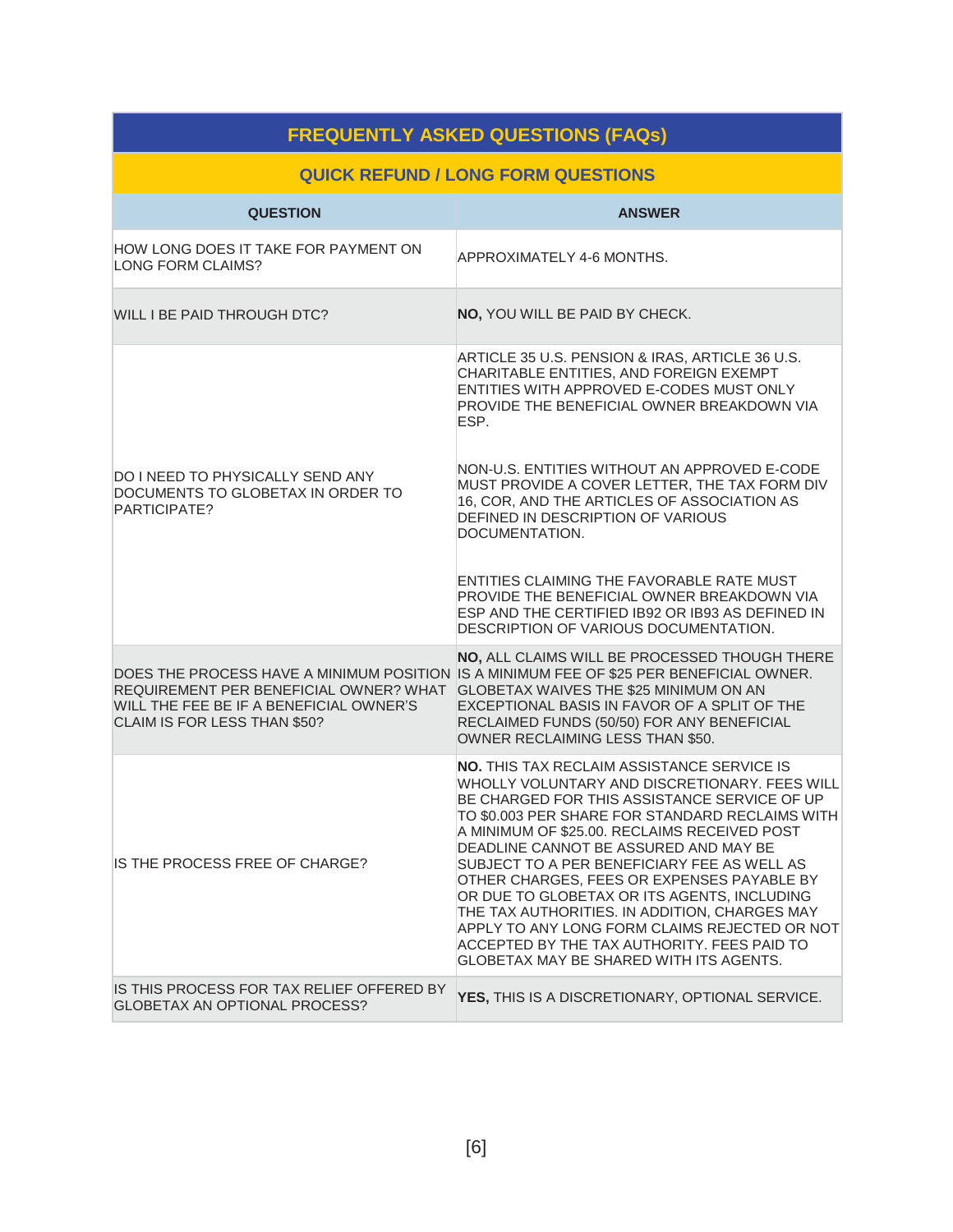## FREQUENTLY ASKED QUESTIONS (FAQs)

### QUICK REFUND / LONG FORM QUESTIONS

| QUESTION | ANSWER |
|---|---|
| HOW LONG DOES IT TAKE FOR PAYMENT ON LONG FORM CLAIMS? | APPROXIMATELY 4-6 MONTHS. |
| WILL I BE PAID THROUGH DTC? | **NO,** YOU WILL BE PAID BY CHECK. |
| DO I NEED TO PHYSICALLY SEND ANY DOCUMENTS TO GLOBETAX IN ORDER TO PARTICIPATE? | ARTICLE 35 U.S. PENSION & IRAS, ARTICLE 36 U.S. CHARITABLE ENTITIES, AND FOREIGN EXEMPT ENTITIES WITH APPROVED E-CODES MUST ONLY PROVIDE THE BENEFICIAL OWNER BREAKDOWN VIA ESP.<br><br>NON-U.S. ENTITIES WITHOUT AN APPROVED E-CODE MUST PROVIDE A COVER LETTER, THE TAX FORM DIV 16, COR, AND THE ARTICLES OF ASSOCIATION AS DEFINED IN DESCRIPTION OF VARIOUS DOCUMENTATION.<br><br>ENTITIES CLAIMING THE FAVORABLE RATE MUST PROVIDE THE BENEFICIAL OWNER BREAKDOWN VIA ESP AND THE CERTIFIED IB92 OR IB93 AS DEFINED IN DESCRIPTION OF VARIOUS DOCUMENTATION. |
| DOES THE PROCESS HAVE A MINIMUM POSITION REQUIREMENT PER BENEFICIAL OWNER? WHAT WILL THE FEE BE IF A BENEFICIAL OWNER'S CLAIM IS FOR LESS THAN $50? | **NO,** ALL CLAIMS WILL BE PROCESSED THOUGH THERE IS A MINIMUM FEE OF $25 PER BENEFICIAL OWNER. GLOBETAX WAIVES THE $25 MINIMUM ON AN EXCEPTIONAL BASIS IN FAVOR OF A SPLIT OF THE RECLAIMED FUNDS (50/50) FOR ANY BENEFICIAL OWNER RECLAIMING LESS THAN $50. |
| IS THE PROCESS FREE OF CHARGE? | **NO.** THIS TAX RECLAIM ASSISTANCE SERVICE IS WHOLLY VOLUNTARY AND DISCRETIONARY. FEES WILL BE CHARGED FOR THIS ASSISTANCE SERVICE OF UP TO $0.003 PER SHARE FOR STANDARD RECLAIMS WITH A MINIMUM OF $25.00. RECLAIMS RECEIVED POST DEADLINE CANNOT BE ASSURED AND MAY BE SUBJECT TO A PER BENEFICIARY FEE AS WELL AS OTHER CHARGES, FEES OR EXPENSES PAYABLE BY OR DUE TO GLOBETAX OR ITS AGENTS, INCLUDING THE TAX AUTHORITIES. IN ADDITION, CHARGES MAY APPLY TO ANY LONG FORM CLAIMS REJECTED OR NOT ACCEPTED BY THE TAX AUTHORITY. FEES PAID TO GLOBETAX MAY BE SHARED WITH ITS AGENTS. |
| IS THIS PROCESS FOR TAX RELIEF OFFERED BY GLOBETAX AN OPTIONAL PROCESS? | **YES,** THIS IS A DISCRETIONARY, OPTIONAL SERVICE. |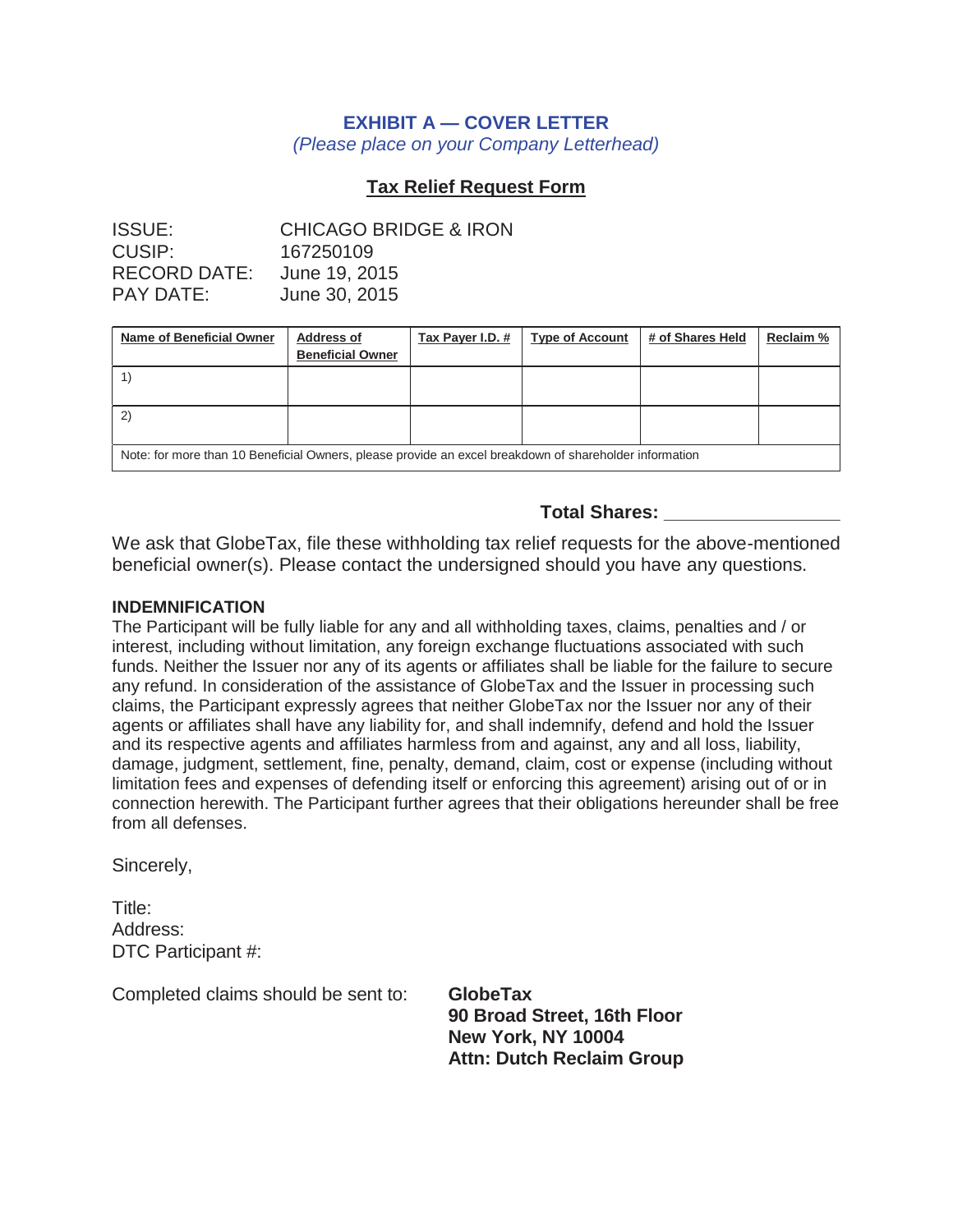# EXHIBIT A — COVER LETTER

*(Please place on your Company Letterhead)*

## Tax Relief Request Form

ISSUE: CHICAGO BRIDGE & IRON
CUSIP: 167250109
RECORD DATE: June 19, 2015
PAY DATE: June 30, 2015

| Name of Beneficial Owner | Address of Beneficial Owner | Tax Payer I.D. # | Type of Account | # of Shares Held | Reclaim % |
|---|---|---|---|---|---|
| 1) | | | | | |
| 2) | | | | | |
| Note: for more than 10 Beneficial Owners, please provide an excel breakdown of shareholder information | | | | | |

**Total Shares: ________________**

We ask that GlobeTax, file these withholding tax relief requests for the above-mentioned beneficial owner(s). Please contact the undersigned should you have any questions.

**INDEMNIFICATION**

The Participant will be fully liable for any and all withholding taxes, claims, penalties and / or interest, including without limitation, any foreign exchange fluctuations associated with such funds. Neither the Issuer nor any of its agents or affiliates shall be liable for the failure to secure any refund. In consideration of the assistance of GlobeTax and the Issuer in processing such claims, the Participant expressly agrees that neither GlobeTax nor the Issuer nor any of their agents or affiliates shall have any liability for, and shall indemnify, defend and hold the Issuer and its respective agents and affiliates harmless from and against, any and all loss, liability, damage, judgment, settlement, fine, penalty, demand, claim, cost or expense (including without limitation fees and expenses of defending itself or enforcing this agreement) arising out of or in connection herewith. The Participant further agrees that their obligations hereunder shall be free from all defenses.

Sincerely,

Title:
Address:
DTC Participant #:

Completed claims should be sent to:

**GlobeTax**
**90 Broad Street, 16th Floor**
**New York, NY 10004**
**Attn: Dutch Reclaim Group**